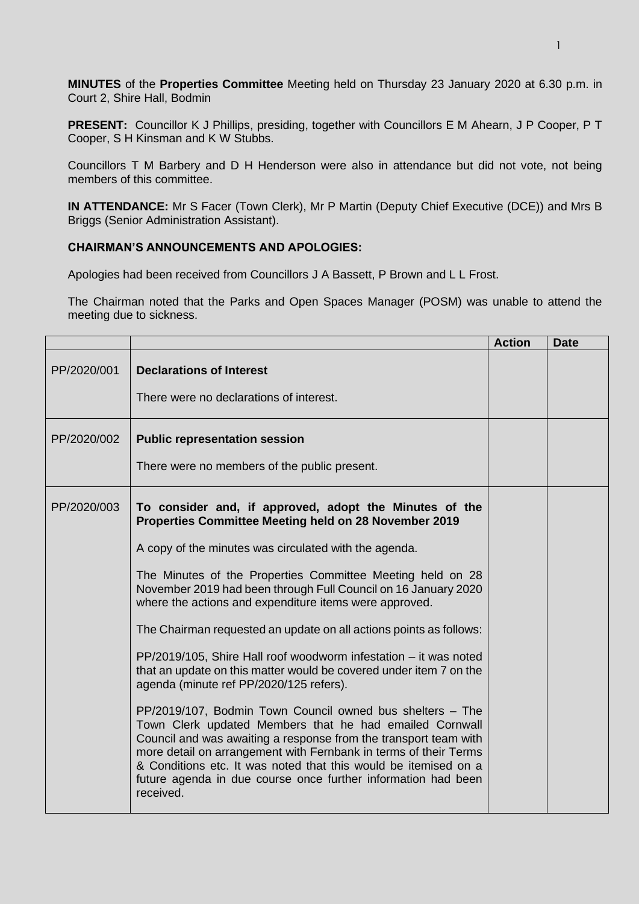**MINUTES** of the **Properties Committee** Meeting held on Thursday 23 January 2020 at 6.30 p.m. in Court 2, Shire Hall, Bodmin

**PRESENT:** Councillor K J Phillips, presiding, together with Councillors E M Ahearn, J P Cooper, P T Cooper, S H Kinsman and K W Stubbs.

Councillors T M Barbery and D H Henderson were also in attendance but did not vote, not being members of this committee.

**IN ATTENDANCE:** Mr S Facer (Town Clerk), Mr P Martin (Deputy Chief Executive (DCE)) and Mrs B Briggs (Senior Administration Assistant).

**CHAIRMAN'S ANNOUNCEMENTS AND APOLOGIES:**

Apologies had been received from Councillors J A Bassett, P Brown and L L Frost.

The Chairman noted that the Parks and Open Spaces Manager (POSM) was unable to attend the meeting due to sickness.

| | | Action | Date |
|---|---|---|---|
| PP/2020/001 | **Declarations of Interest**<br><br>There were no declarations of interest. | | |
| PP/2020/002 | **Public representation session**<br><br>There were no members of the public present. | | |
| PP/2020/003 | **To consider and, if approved, adopt the Minutes of the Properties Committee Meeting held on 28 November 2019**<br><br>A copy of the minutes was circulated with the agenda.<br><br>The Minutes of the Properties Committee Meeting held on 28 November 2019 had been through Full Council on 16 January 2020 where the actions and expenditure items were approved.<br><br>The Chairman requested an update on all actions points as follows:<br><br>PP/2019/105, Shire Hall roof woodworm infestation – it was noted that an update on this matter would be covered under item 7 on the agenda (minute ref PP/2020/125 refers).<br><br>PP/2019/107, Bodmin Town Council owned bus shelters – The Town Clerk updated Members that he had emailed Cornwall Council and was awaiting a response from the transport team with more detail on arrangement with Fernbank in terms of their Terms & Conditions etc. It was noted that this would be itemised on a future agenda in due course once further information had been received. | | |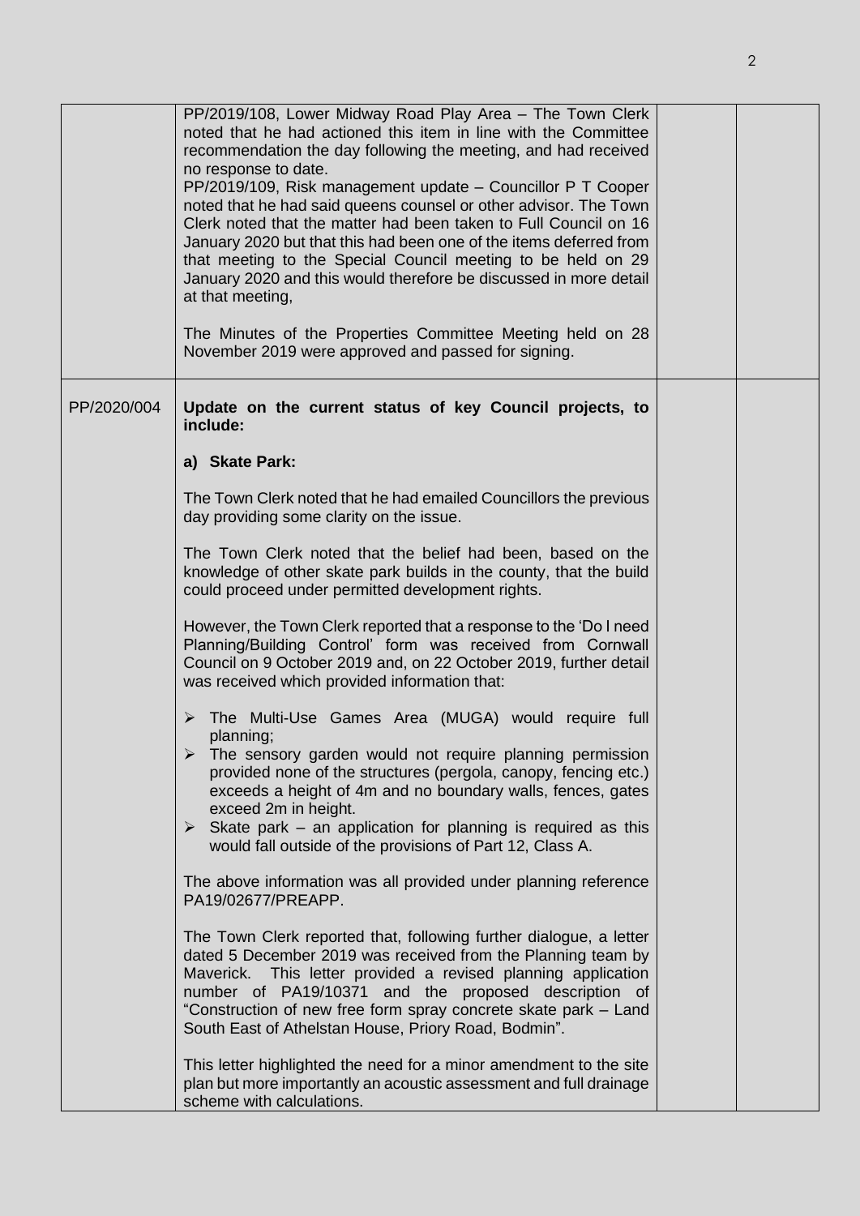| | | | |
|---|---|---|---|
| | PP/2019/108, Lower Midway Road Play Area – The Town Clerk noted that he had actioned this item in line with the Committee recommendation the day following the meeting, and had received no response to date.<br>PP/2019/109, Risk management update – Councillor P T Cooper noted that he had said queens counsel or other advisor. The Town Clerk noted that the matter had been taken to Full Council on 16 January 2020 but that this had been one of the items deferred from that meeting to the Special Council meeting to be held on 29 January 2020 and this would therefore be discussed in more detail at that meeting,<br><br>The Minutes of the Properties Committee Meeting held on 28 November 2019 were approved and passed for signing. | | |
| PP/2020/004 | **Update on the current status of key Council projects, to include:**<br><br>**a) Skate Park:**<br><br>The Town Clerk noted that he had emailed Councillors the previous day providing some clarity on the issue.<br><br>The Town Clerk noted that the belief had been, based on the knowledge of other skate park builds in the county, that the build could proceed under permitted development rights.<br><br>However, the Town Clerk reported that a response to the 'Do I need Planning/Building Control' form was received from Cornwall Council on 9 October 2019 and, on 22 October 2019, further detail was received which provided information that:<br><br>➢ The Multi-Use Games Area (MUGA) would require full planning;<br>➢ The sensory garden would not require planning permission provided none of the structures (pergola, canopy, fencing etc.) exceeds a height of 4m and no boundary walls, fences, gates exceed 2m in height.<br>➢ Skate park – an application for planning is required as this would fall outside of the provisions of Part 12, Class A.<br><br>The above information was all provided under planning reference PA19/02677/PREAPP.<br><br>The Town Clerk reported that, following further dialogue, a letter dated 5 December 2019 was received from the Planning team by Maverick. This letter provided a revised planning application number of PA19/10371 and the proposed description of "Construction of new free form spray concrete skate park – Land South East of Athelstan House, Priory Road, Bodmin".<br><br>This letter highlighted the need for a minor amendment to the site plan but more importantly an acoustic assessment and full drainage scheme with calculations. | | |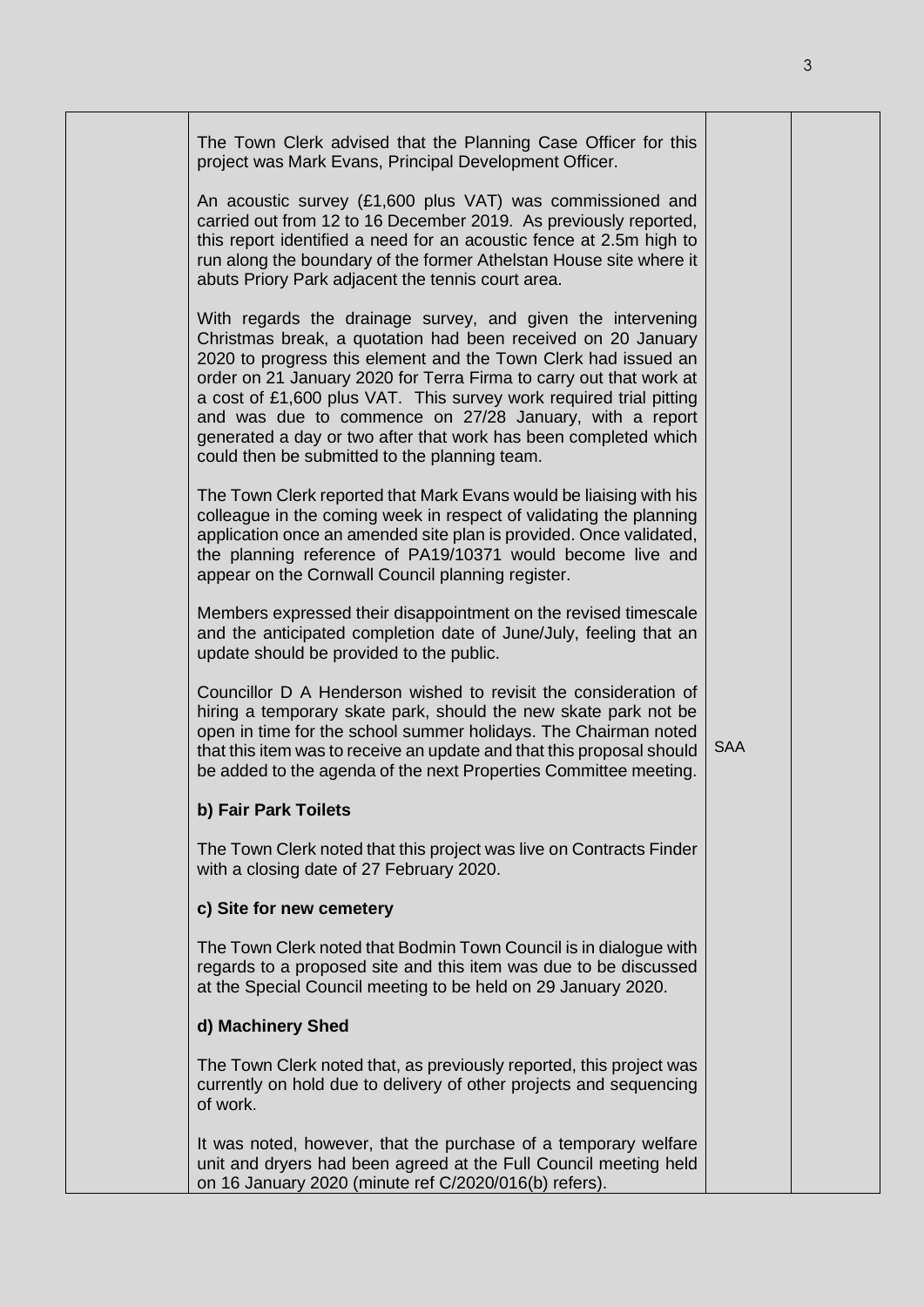| | | | |
|---|---|---|---|
| | The Town Clerk advised that the Planning Case Officer for this project was Mark Evans, Principal Development Officer.<br><br>An acoustic survey (£1,600 plus VAT) was commissioned and carried out from 12 to 16 December 2019. As previously reported, this report identified a need for an acoustic fence at 2.5m high to run along the boundary of the former Athelstan House site where it abuts Priory Park adjacent the tennis court area.<br><br>With regards the drainage survey, and given the intervening Christmas break, a quotation had been received on 20 January 2020 to progress this element and the Town Clerk had issued an order on 21 January 2020 for Terra Firma to carry out that work at a cost of £1,600 plus VAT. This survey work required trial pitting and was due to commence on 27/28 January, with a report generated a day or two after that work has been completed which could then be submitted to the planning team.<br><br>The Town Clerk reported that Mark Evans would be liaising with his colleague in the coming week in respect of validating the planning application once an amended site plan is provided. Once validated, the planning reference of PA19/10371 would become live and appear on the Cornwall Council planning register.<br><br>Members expressed their disappointment on the revised timescale and the anticipated completion date of June/July, feeling that an update should be provided to the public.<br><br>Councillor D A Henderson wished to revisit the consideration of hiring a temporary skate park, should the new skate park not be open in time for the school summer holidays. The Chairman noted that this item was to receive an update and that this proposal should be added to the agenda of the next Properties Committee meeting.<br><br>**b) Fair Park Toilets**<br><br>The Town Clerk noted that this project was live on Contracts Finder with a closing date of 27 February 2020.<br><br>**c) Site for new cemetery**<br><br>The Town Clerk noted that Bodmin Town Council is in dialogue with regards to a proposed site and this item was due to be discussed at the Special Council meeting to be held on 29 January 2020.<br><br>**d) Machinery Shed**<br><br>The Town Clerk noted that, as previously reported, this project was currently on hold due to delivery of other projects and sequencing of work.<br><br>It was noted, however, that the purchase of a temporary welfare unit and dryers had been agreed at the Full Council meeting held on 16 January 2020 (minute ref C/2020/016(b) refers). | SAA | |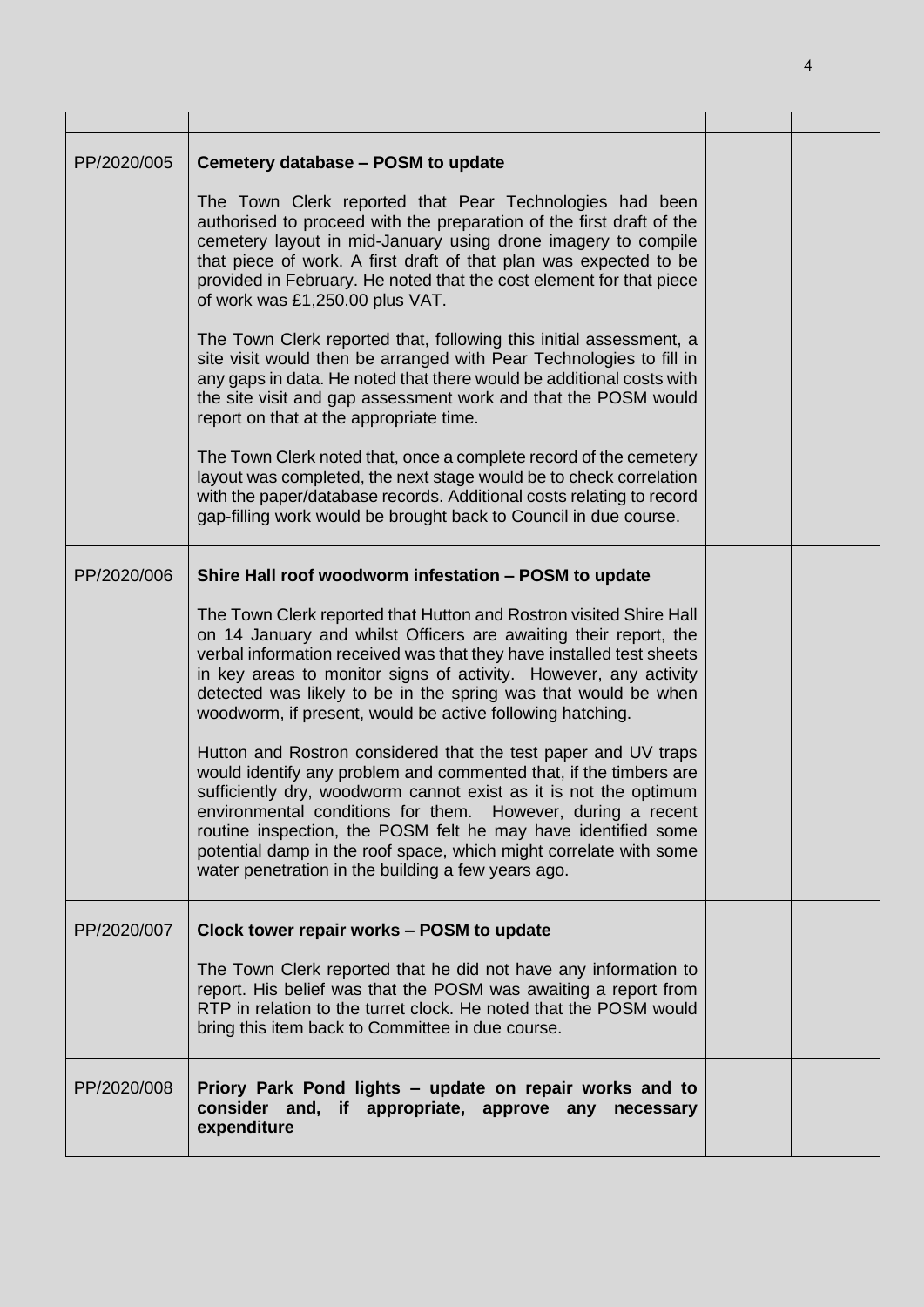| | | | |
|---|---|---|---|
| PP/2020/005 | **Cemetery database – POSM to update**<br><br>The Town Clerk reported that Pear Technologies had been authorised to proceed with the preparation of the first draft of the cemetery layout in mid-January using drone imagery to compile that piece of work. A first draft of that plan was expected to be provided in February. He noted that the cost element for that piece of work was £1,250.00 plus VAT.<br><br>The Town Clerk reported that, following this initial assessment, a site visit would then be arranged with Pear Technologies to fill in any gaps in data. He noted that there would be additional costs with the site visit and gap assessment work and that the POSM would report on that at the appropriate time.<br><br>The Town Clerk noted that, once a complete record of the cemetery layout was completed, the next stage would be to check correlation with the paper/database records. Additional costs relating to record gap-filling work would be brought back to Council in due course. | | |
| PP/2020/006 | **Shire Hall roof woodworm infestation – POSM to update**<br><br>The Town Clerk reported that Hutton and Rostron visited Shire Hall on 14 January and whilst Officers are awaiting their report, the verbal information received was that they have installed test sheets in key areas to monitor signs of activity. However, any activity detected was likely to be in the spring was that would be when woodworm, if present, would be active following hatching.<br><br>Hutton and Rostron considered that the test paper and UV traps would identify any problem and commented that, if the timbers are sufficiently dry, woodworm cannot exist as it is not the optimum environmental conditions for them. However, during a recent routine inspection, the POSM felt he may have identified some potential damp in the roof space, which might correlate with some water penetration in the building a few years ago. | | |
| PP/2020/007 | **Clock tower repair works – POSM to update**<br><br>The Town Clerk reported that he did not have any information to report. His belief was that the POSM was awaiting a report from RTP in relation to the turret clock. He noted that the POSM would bring this item back to Committee in due course. | | |
| PP/2020/008 | **Priory Park Pond lights – update on repair works and to consider and, if appropriate, approve any necessary expenditure** | | |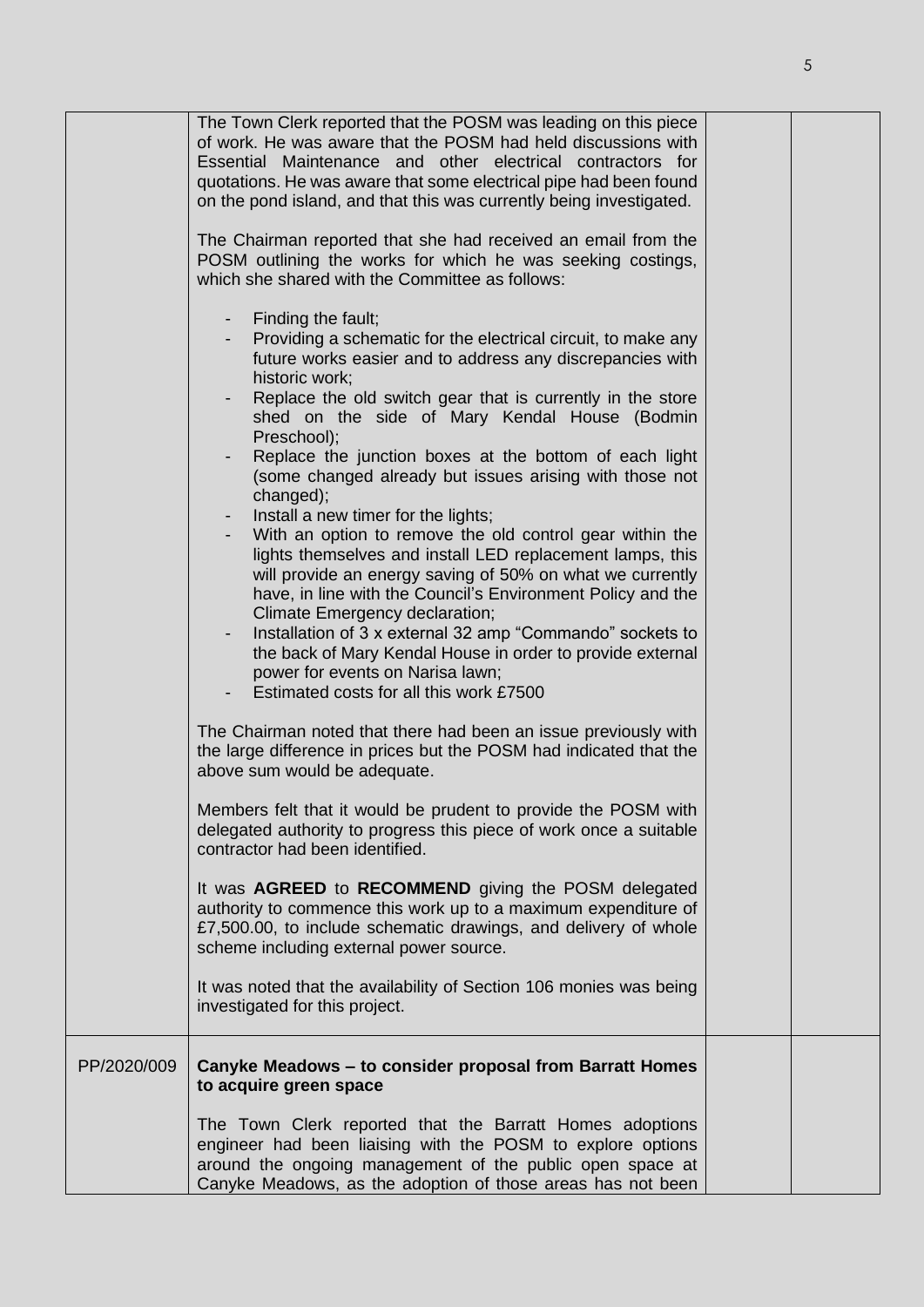| | | | |
|---|---|---|---|
| | The Town Clerk reported that the POSM was leading on this piece of work. He was aware that the POSM had held discussions with Essential Maintenance and other electrical contractors for quotations. He was aware that some electrical pipe had been found on the pond island, and that this was currently being investigated.<br><br>The Chairman reported that she had received an email from the POSM outlining the works for which he was seeking costings, which she shared with the Committee as follows:<br><br>- Finding the fault;<br>- Providing a schematic for the electrical circuit, to make any future works easier and to address any discrepancies with historic work;<br>- Replace the old switch gear that is currently in the store shed on the side of Mary Kendal House (Bodmin Preschool);<br>- Replace the junction boxes at the bottom of each light (some changed already but issues arising with those not changed);<br>- Install a new timer for the lights;<br>- With an option to remove the old control gear within the lights themselves and install LED replacement lamps, this will provide an energy saving of 50% on what we currently have, in line with the Council's Environment Policy and the Climate Emergency declaration;<br>- Installation of 3 x external 32 amp "Commando" sockets to the back of Mary Kendal House in order to provide external power for events on Narisa lawn;<br>- Estimated costs for all this work £7500<br><br>The Chairman noted that there had been an issue previously with the large difference in prices but the POSM had indicated that the above sum would be adequate.<br><br>Members felt that it would be prudent to provide the POSM with delegated authority to progress this piece of work once a suitable contractor had been identified.<br><br>It was **AGREED** to **RECOMMEND** giving the POSM delegated authority to commence this work up to a maximum expenditure of £7,500.00, to include schematic drawings, and delivery of whole scheme including external power source.<br><br>It was noted that the availability of Section 106 monies was being investigated for this project. | | |
| PP/2020/009 | **Canyke Meadows – to consider proposal from Barratt Homes to acquire green space**<br><br>The Town Clerk reported that the Barratt Homes adoptions engineer had been liaising with the POSM to explore options around the ongoing management of the public open space at Canyke Meadows, as the adoption of those areas has not been | | |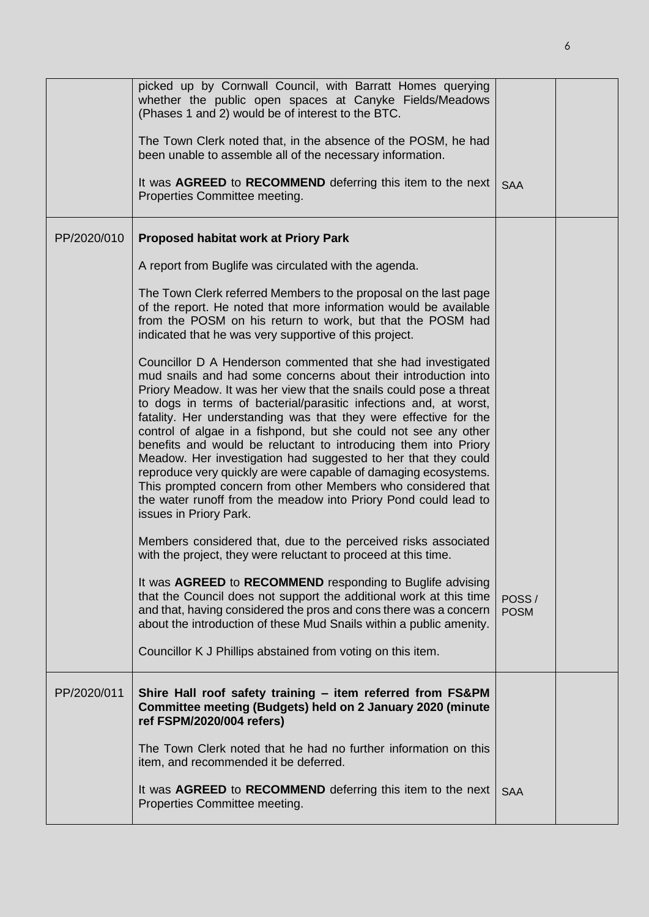| | | | |
|---|---|---|---|
| | picked up by Cornwall Council, with Barratt Homes querying whether the public open spaces at Canyke Fields/Meadows (Phases 1 and 2) would be of interest to the BTC.<br><br>The Town Clerk noted that, in the absence of the POSM, he had been unable to assemble all of the necessary information.<br><br>It was **AGREED** to **RECOMMEND** deferring this item to the next Properties Committee meeting. | SAA | |
| PP/2020/010 | **Proposed habitat work at Priory Park**<br><br>A report from Buglife was circulated with the agenda.<br><br>The Town Clerk referred Members to the proposal on the last page of the report. He noted that more information would be available from the POSM on his return to work, but that the POSM had indicated that he was very supportive of this project.<br><br>Councillor D A Henderson commented that she had investigated mud snails and had some concerns about their introduction into Priory Meadow. It was her view that the snails could pose a threat to dogs in terms of bacterial/parasitic infections and, at worst, fatality. Her understanding was that they were effective for the control of algae in a fishpond, but she could not see any other benefits and would be reluctant to introducing them into Priory Meadow. Her investigation had suggested to her that they could reproduce very quickly are were capable of damaging ecosystems. This prompted concern from other Members who considered that the water runoff from the meadow into Priory Pond could lead to issues in Priory Park.<br><br>Members considered that, due to the perceived risks associated with the project, they were reluctant to proceed at this time.<br><br>It was **AGREED** to **RECOMMEND** responding to Buglife advising that the Council does not support the additional work at this time and that, having considered the pros and cons there was a concern about the introduction of these Mud Snails within a public amenity.<br><br>Councillor K J Phillips abstained from voting on this item. | POSS / POSM | |
| PP/2020/011 | **Shire Hall roof safety training – item referred from FS&PM Committee meeting (Budgets) held on 2 January 2020 (minute ref FSPM/2020/004 refers)**<br><br>The Town Clerk noted that he had no further information on this item, and recommended it be deferred.<br><br>It was **AGREED** to **RECOMMEND** deferring this item to the next Properties Committee meeting. | SAA | |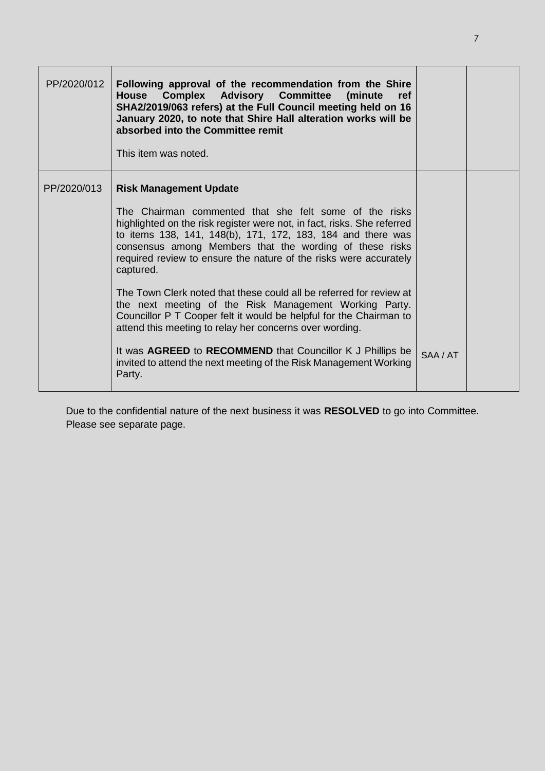| | | | |
|---|---|---|---|
| PP/2020/012 | **Following approval of the recommendation from the Shire House Complex Advisory Committee (minute ref SHA2/2019/063 refers) at the Full Council meeting held on 16 January 2020, to note that Shire Hall alteration works will be absorbed into the Committee remit**<br><br>This item was noted. | | |
| PP/2020/013 | **Risk Management Update**<br><br>The Chairman commented that she felt some of the risks highlighted on the risk register were not, in fact, risks. She referred to items 138, 141, 148(b), 171, 172, 183, 184 and there was consensus among Members that the wording of these risks required review to ensure the nature of the risks were accurately captured.<br><br>The Town Clerk noted that these could all be referred for review at the next meeting of the Risk Management Working Party. Councillor P T Cooper felt it would be helpful for the Chairman to attend this meeting to relay her concerns over wording.<br><br>It was **AGREED** to **RECOMMEND** that Councillor K J Phillips be invited to attend the next meeting of the Risk Management Working Party. | SAA / AT | |

Due to the confidential nature of the next business it was **RESOLVED** to go into Committee. Please see separate page.